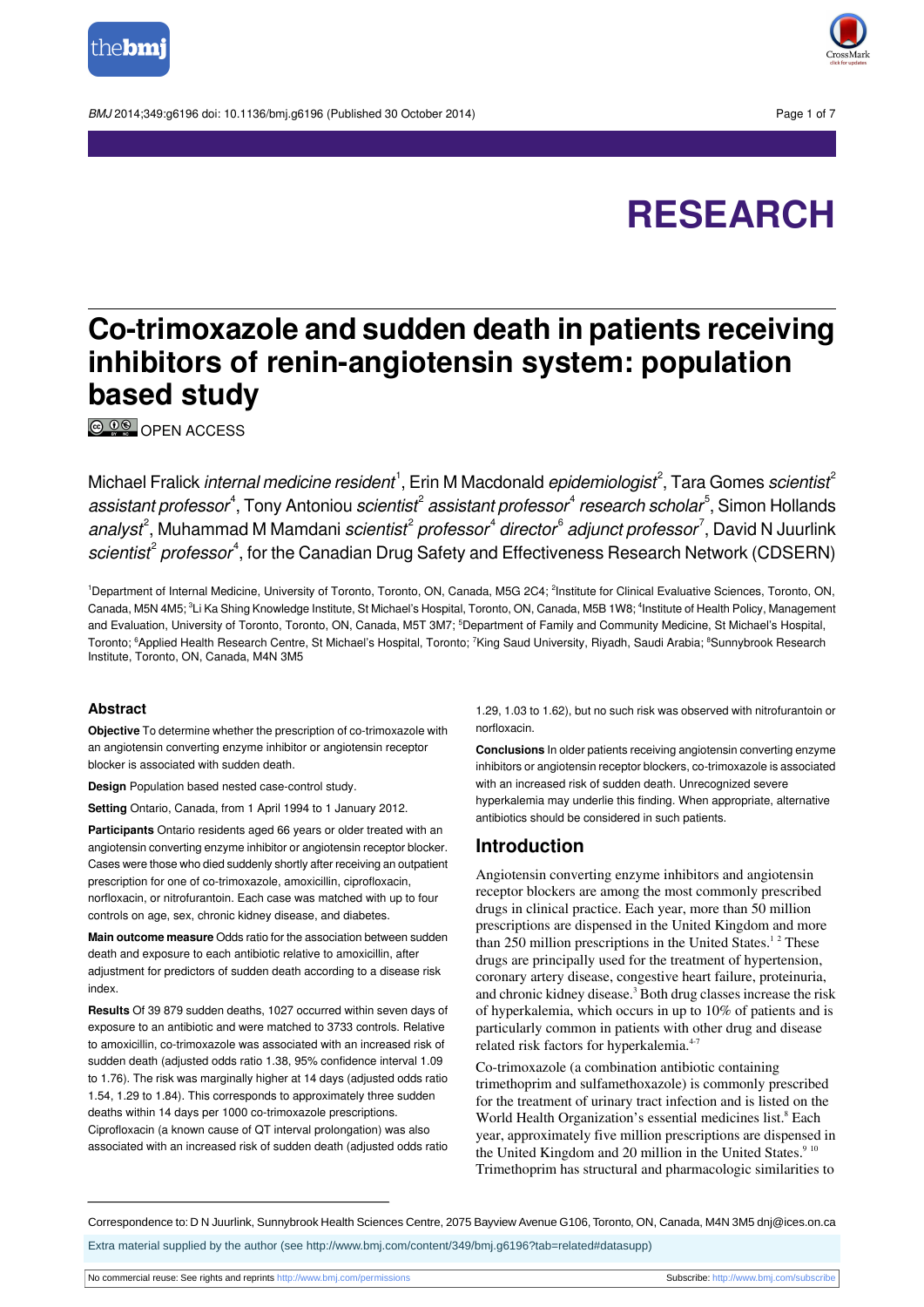# RESEARCH

# Co-trimoxazole and sudden death in patients receiving inhibitors of renin-angiotensin system: population based study

OPEN ACCESS

Michael Fralick *internal medicine resident*[1], Erin M Macdonald *epidemiologist*[2], Tara Gomes *scientist*[2] *assistant professor*[4], Tony Antoniou *scientist*[2] *assistant professor*[4] *research scholar*[5], Simon Hollands *analyst*[2], Muhammad M Mamdani *scientist*[2] *professor*[4] *director*[6] *adjunct professor*[7], David N Juurlink *scientist*[2] *professor*[4], for the Canadian Drug Safety and Effectiveness Research Network (CDSERN)

[1]Department of Internal Medicine, University of Toronto, Toronto, ON, Canada, M5G 2C4; [2]Institute for Clinical Evaluative Sciences, Toronto, ON, Canada, M5N 4M5; [3]Li Ka Shing Knowledge Institute, St Michael's Hospital, Toronto, ON, Canada, M5B 1W8; [4]Institute of Health Policy, Management and Evaluation, University of Toronto, Toronto, ON, Canada, M5T 3M7; [5]Department of Family and Community Medicine, St Michael's Hospital, Toronto; [6]Applied Health Research Centre, St Michael's Hospital, Toronto; [7]King Saud University, Riyadh, Saudi Arabia; [8]Sunnybrook Research Institute, Toronto, ON, Canada, M4N 3M5

## Abstract

**Objective** To determine whether the prescription of co-trimoxazole with an angiotensin converting enzyme inhibitor or angiotensin receptor blocker is associated with sudden death.

**Design** Population based nested case-control study.

**Setting** Ontario, Canada, from 1 April 1994 to 1 January 2012.

**Participants** Ontario residents aged 66 years or older treated with an angiotensin converting enzyme inhibitor or angiotensin receptor blocker. Cases were those who died suddenly shortly after receiving an outpatient prescription for one of co-trimoxazole, amoxicillin, ciprofloxacin, norfloxacin, or nitrofurantoin. Each case was matched with up to four controls on age, sex, chronic kidney disease, and diabetes.

**Main outcome measure** Odds ratio for the association between sudden death and exposure to each antibiotic relative to amoxicillin, after adjustment for predictors of sudden death according to a disease risk index.

**Results** Of 39 879 sudden deaths, 1027 occurred within seven days of exposure to an antibiotic and were matched to 3733 controls. Relative to amoxicillin, co-trimoxazole was associated with an increased risk of sudden death (adjusted odds ratio 1.38, 95% confidence interval 1.09 to 1.76). The risk was marginally higher at 14 days (adjusted odds ratio 1.54, 1.29 to 1.84). This corresponds to approximately three sudden deaths within 14 days per 1000 co-trimoxazole prescriptions. Ciprofloxacin (a known cause of QT interval prolongation) was also associated with an increased risk of sudden death (adjusted odds ratio 1.29, 1.03 to 1.62), but no such risk was observed with nitrofurantoin or norfloxacin.

**Conclusions** In older patients receiving angiotensin converting enzyme inhibitors or angiotensin receptor blockers, co-trimoxazole is associated with an increased risk of sudden death. Unrecognized severe hyperkalemia may underlie this finding. When appropriate, alternative antibiotics should be considered in such patients.

## Introduction

Angiotensin converting enzyme inhibitors and angiotensin receptor blockers are among the most commonly prescribed drugs in clinical practice. Each year, more than 50 million prescriptions are dispensed in the United Kingdom and more than 250 million prescriptions in the United States.[1,2] These drugs are principally used for the treatment of hypertension, coronary artery disease, congestive heart failure, proteinuria, and chronic kidney disease.[3] Both drug classes increase the risk of hyperkalemia, which occurs in up to 10% of patients and is particularly common in patients with other drug and disease related risk factors for hyperkalemia.[4-7]

Co-trimoxazole (a combination antibiotic containing trimethoprim and sulfamethoxazole) is commonly prescribed for the treatment of urinary tract infection and is listed on the World Health Organization's essential medicines list.[8] Each year, approximately five million prescriptions are dispensed in the United Kingdom and 20 million in the United States.[9,10] Trimethoprim has structural and pharmacologic similarities to

Correspondence to: D N Juurlink, Sunnybrook Health Sciences Centre, 2075 Bayview Avenue G106, Toronto, ON, Canada, M4N 3M5 dnj@ices.on.ca

Extra material supplied by the author (see http://www.bmj.com/content/349/bmj.g6196?tab=related#datasupp)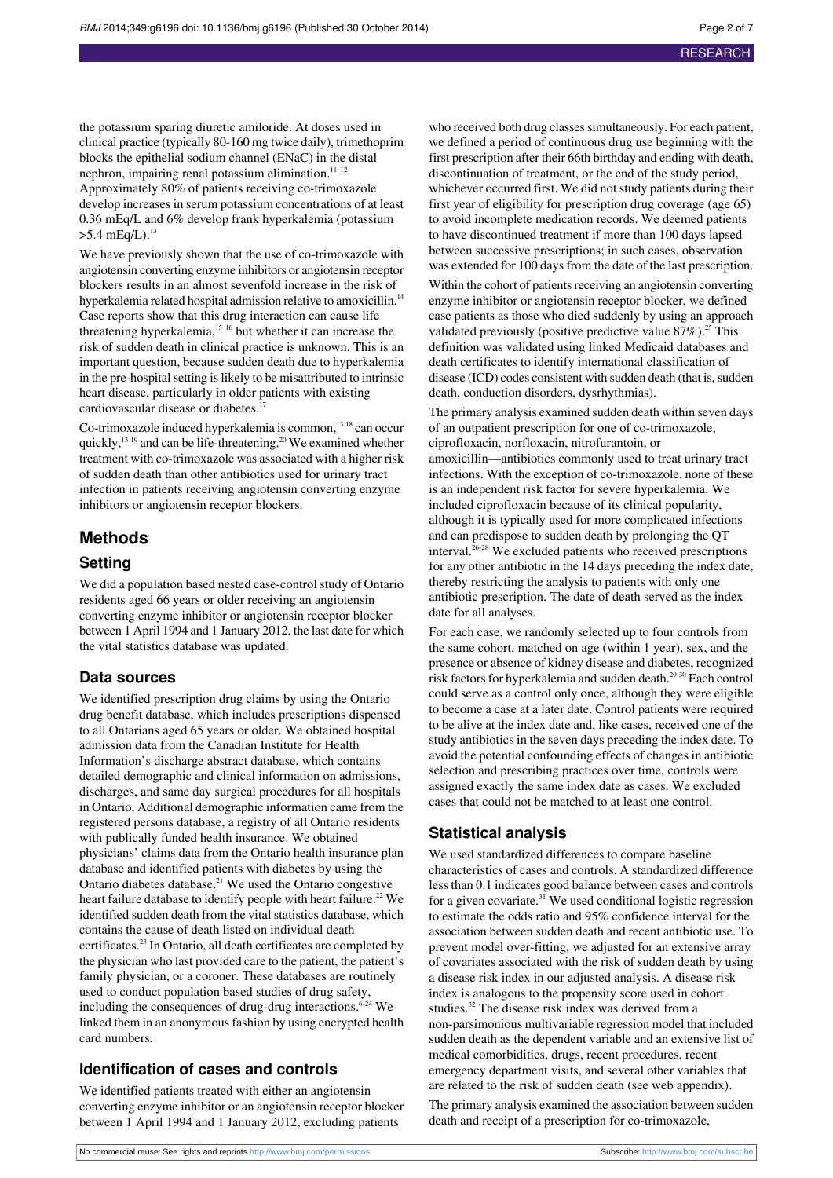the potassium sparing diuretic amiloride. At doses used in clinical practice (typically 80-160 mg twice daily), trimethoprim blocks the epithelial sodium channel (ENaC) in the distal nephron, impairing renal potassium elimination.[11,12] Approximately 80% of patients receiving co-trimoxazole develop increases in serum potassium concentrations of at least 0.36 mEq/L and 6% develop frank hyperkalemia (potassium >5.4 mEq/L).[13]

We have previously shown that the use of co-trimoxazole with angiotensin converting enzyme inhibitors or angiotensin receptor blockers results in an almost sevenfold increase in the risk of hyperkalemia related hospital admission relative to amoxicillin.[14] Case reports show that this drug interaction can cause life threatening hyperkalemia,[15,16] but whether it can increase the risk of sudden death in clinical practice is unknown. This is an important question, because sudden death due to hyperkalemia in the pre-hospital setting is likely to be misattributed to intrinsic heart disease, particularly in older patients with existing cardiovascular disease or diabetes.[17]

Co-trimoxazole induced hyperkalemia is common,[13,18] can occur quickly,[13,19] and can be life-threatening.[20] We examined whether treatment with co-trimoxazole was associated with a higher risk of sudden death than other antibiotics used for urinary tract infection in patients receiving angiotensin converting enzyme inhibitors or angiotensin receptor blockers.

## Methods

### Setting

We did a population based nested case-control study of Ontario residents aged 66 years or older receiving an angiotensin converting enzyme inhibitor or angiotensin receptor blocker between 1 April 1994 and 1 January 2012, the last date for which the vital statistics database was updated.

### Data sources

We identified prescription drug claims by using the Ontario drug benefit database, which includes prescriptions dispensed to all Ontarians aged 65 years or older. We obtained hospital admission data from the Canadian Institute for Health Information's discharge abstract database, which contains detailed demographic and clinical information on admissions, discharges, and same day surgical procedures for all hospitals in Ontario. Additional demographic information came from the registered persons database, a registry of all Ontario residents with publically funded health insurance. We obtained physicians' claims data from the Ontario health insurance plan database and identified patients with diabetes by using the Ontario diabetes database.[21] We used the Ontario congestive heart failure database to identify people with heart failure.[22] We identified sudden death from the vital statistics database, which contains the cause of death listed on individual death certificates.[23] In Ontario, all death certificates are completed by the physician who last provided care to the patient, the patient's family physician, or a coroner. These databases are routinely used to conduct population based studies of drug safety, including the consequences of drug-drug interactions.[6-24] We linked them in an anonymous fashion by using encrypted health card numbers.

### Identification of cases and controls

We identified patients treated with either an angiotensin converting enzyme inhibitor or an angiotensin receptor blocker between 1 April 1994 and 1 January 2012, excluding patients who received both drug classes simultaneously. For each patient, we defined a period of continuous drug use beginning with the first prescription after their 66th birthday and ending with death, discontinuation of treatment, or the end of the study period, whichever occurred first. We did not study patients during their first year of eligibility for prescription drug coverage (age 65) to avoid incomplete medication records. We deemed patients to have discontinued treatment if more than 100 days lapsed between successive prescriptions; in such cases, observation was extended for 100 days from the date of the last prescription.

Within the cohort of patients receiving an angiotensin converting enzyme inhibitor or angiotensin receptor blocker, we defined case patients as those who died suddenly by using an approach validated previously (positive predictive value 87%).[25] This definition was validated using linked Medicaid databases and death certificates to identify international classification of disease (ICD) codes consistent with sudden death (that is, sudden death, conduction disorders, dysrhythmias).

The primary analysis examined sudden death within seven days of an outpatient prescription for one of co-trimoxazole, ciprofloxacin, norfloxacin, nitrofurantoin, or amoxicillin—antibiotics commonly used to treat urinary tract infections. With the exception of co-trimoxazole, none of these is an independent risk factor for severe hyperkalemia. We included ciprofloxacin because of its clinical popularity, although it is typically used for more complicated infections and can predispose to sudden death by prolonging the QT interval.[26-28] We excluded patients who received prescriptions for any other antibiotic in the 14 days preceding the index date, thereby restricting the analysis to patients with only one antibiotic prescription. The date of death served as the index date for all analyses.

For each case, we randomly selected up to four controls from the same cohort, matched on age (within 1 year), sex, and the presence or absence of kidney disease and diabetes, recognized risk factors for hyperkalemia and sudden death.[29,30] Each control could serve as a control only once, although they were eligible to become a case at a later date. Control patients were required to be alive at the index date and, like cases, received one of the study antibiotics in the seven days preceding the index date. To avoid the potential confounding effects of changes in antibiotic selection and prescribing practices over time, controls were assigned exactly the same index date as cases. We excluded cases that could not be matched to at least one control.

### Statistical analysis

We used standardized differences to compare baseline characteristics of cases and controls. A standardized difference less than 0.1 indicates good balance between cases and controls for a given covariate.[31] We used conditional logistic regression to estimate the odds ratio and 95% confidence interval for the association between sudden death and recent antibiotic use. To prevent model over-fitting, we adjusted for an extensive array of covariates associated with the risk of sudden death by using a disease risk index in our adjusted analysis. A disease risk index is analogous to the propensity score used in cohort studies.[32] The disease risk index was derived from a non-parsimonious multivariable regression model that included sudden death as the dependent variable and an extensive list of medical comorbidities, drugs, recent procedures, recent emergency department visits, and several other variables that are related to the risk of sudden death (see web appendix).

The primary analysis examined the association between sudden death and receipt of a prescription for co-trimoxazole,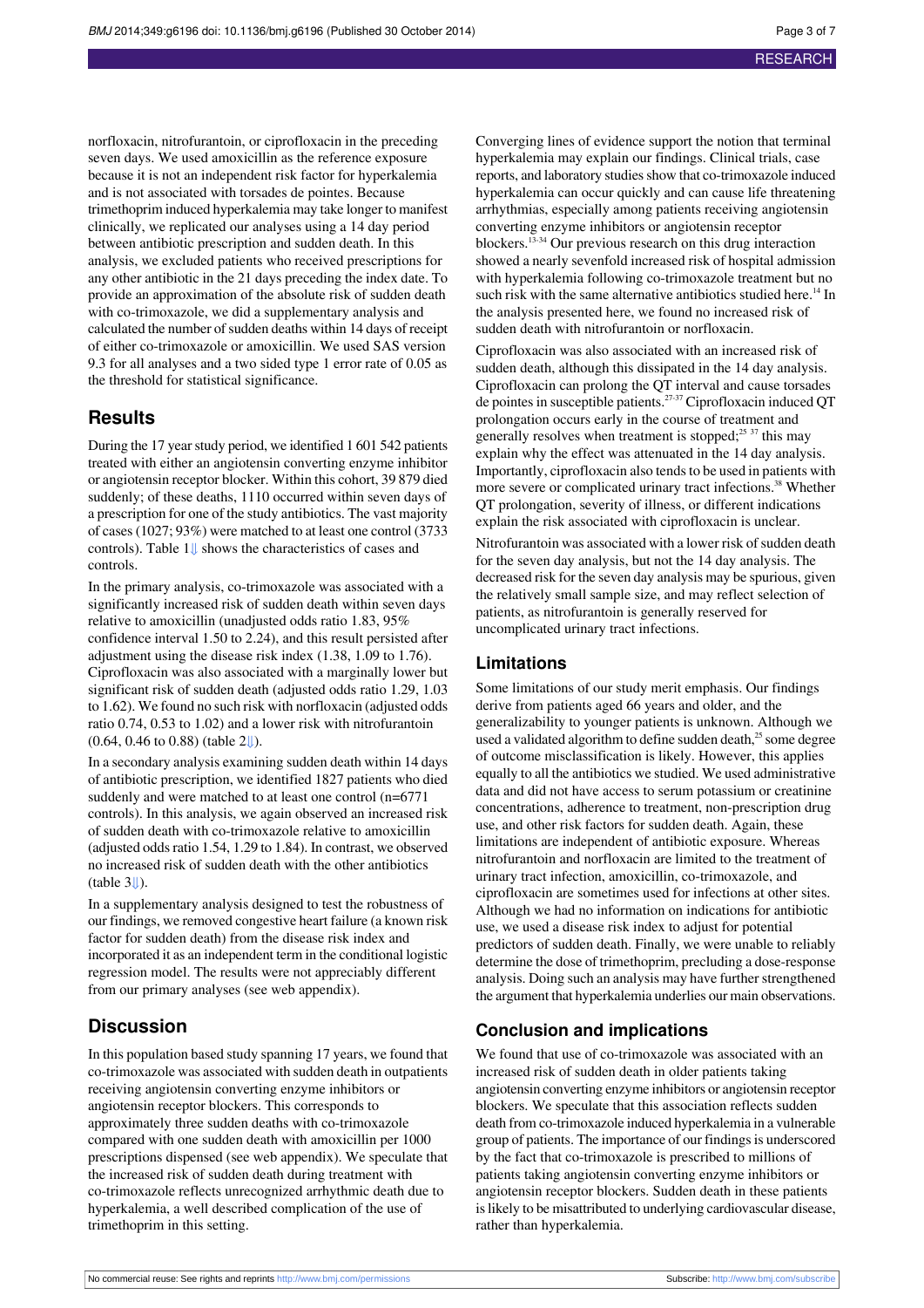norfloxacin, nitrofurantoin, or ciprofloxacin in the preceding seven days. We used amoxicillin as the reference exposure because it is not an independent risk factor for hyperkalemia and is not associated with torsades de pointes. Because trimethoprim induced hyperkalemia may take longer to manifest clinically, we replicated our analyses using a 14 day period between antibiotic prescription and sudden death. In this analysis, we excluded patients who received prescriptions for any other antibiotic in the 21 days preceding the index date. To provide an approximation of the absolute risk of sudden death with co-trimoxazole, we did a supplementary analysis and calculated the number of sudden deaths within 14 days of receipt of either co-trimoxazole or amoxicillin. We used SAS version 9.3 for all analyses and a two sided type 1 error rate of 0.05 as the threshold for statistical significance.

## Results

During the 17 year study period, we identified 1 601 542 patients treated with either an angiotensin converting enzyme inhibitor or angiotensin receptor blocker. Within this cohort, 39 879 died suddenly; of these deaths, 1110 occurred within seven days of a prescription for one of the study antibiotics. The vast majority of cases (1027; 93%) were matched to at least one control (3733 controls). Table 1⇓ shows the characteristics of cases and controls.

In the primary analysis, co-trimoxazole was associated with a significantly increased risk of sudden death within seven days relative to amoxicillin (unadjusted odds ratio 1.83, 95% confidence interval 1.50 to 2.24), and this result persisted after adjustment using the disease risk index (1.38, 1.09 to 1.76). Ciprofloxacin was also associated with a marginally lower but significant risk of sudden death (adjusted odds ratio 1.29, 1.03 to 1.62). We found no such risk with norfloxacin (adjusted odds ratio 0.74, 0.53 to 1.02) and a lower risk with nitrofurantoin (0.64, 0.46 to 0.88) (table 2⇓).

In a secondary analysis examining sudden death within 14 days of antibiotic prescription, we identified 1827 patients who died suddenly and were matched to at least one control (n=6771 controls). In this analysis, we again observed an increased risk of sudden death with co-trimoxazole relative to amoxicillin (adjusted odds ratio 1.54, 1.29 to 1.84). In contrast, we observed no increased risk of sudden death with the other antibiotics (table 3⇓).

In a supplementary analysis designed to test the robustness of our findings, we removed congestive heart failure (a known risk factor for sudden death) from the disease risk index and incorporated it as an independent term in the conditional logistic regression model. The results were not appreciably different from our primary analyses (see web appendix).

## Discussion

In this population based study spanning 17 years, we found that co-trimoxazole was associated with sudden death in outpatients receiving angiotensin converting enzyme inhibitors or angiotensin receptor blockers. This corresponds to approximately three sudden deaths with co-trimoxazole compared with one sudden death with amoxicillin per 1000 prescriptions dispensed (see web appendix). We speculate that the increased risk of sudden death during treatment with co-trimoxazole reflects unrecognized arrhythmic death due to hyperkalemia, a well described complication of the use of trimethoprim in this setting.

Converging lines of evidence support the notion that terminal hyperkalemia may explain our findings. Clinical trials, case reports, and laboratory studies show that co-trimoxazole induced hyperkalemia can occur quickly and can cause life threatening arrhythmias, especially among patients receiving angiotensin converting enzyme inhibitors or angiotensin receptor blockers.[13-34] Our previous research on this drug interaction showed a nearly sevenfold increased risk of hospital admission with hyperkalemia following co-trimoxazole treatment but no such risk with the same alternative antibiotics studied here.[14] In the analysis presented here, we found no increased risk of sudden death with nitrofurantoin or norfloxacin.

Ciprofloxacin was also associated with an increased risk of sudden death, although this dissipated in the 14 day analysis. Ciprofloxacin can prolong the QT interval and cause torsades de pointes in susceptible patients.[27-37] Ciprofloxacin induced QT prolongation occurs early in the course of treatment and generally resolves when treatment is stopped;[25 37] this may explain why the effect was attenuated in the 14 day analysis. Importantly, ciprofloxacin also tends to be used in patients with more severe or complicated urinary tract infections.[38] Whether QT prolongation, severity of illness, or different indications explain the risk associated with ciprofloxacin is unclear.

Nitrofurantoin was associated with a lower risk of sudden death for the seven day analysis, but not the 14 day analysis. The decreased risk for the seven day analysis may be spurious, given the relatively small sample size, and may reflect selection of patients, as nitrofurantoin is generally reserved for uncomplicated urinary tract infections.

### Limitations

Some limitations of our study merit emphasis. Our findings derive from patients aged 66 years and older, and the generalizability to younger patients is unknown. Although we used a validated algorithm to define sudden death,[25] some degree of outcome misclassification is likely. However, this applies equally to all the antibiotics we studied. We used administrative data and did not have access to serum potassium or creatinine concentrations, adherence to treatment, non-prescription drug use, and other risk factors for sudden death. Again, these limitations are independent of antibiotic exposure. Whereas nitrofurantoin and norfloxacin are limited to the treatment of urinary tract infection, amoxicillin, co-trimoxazole, and ciprofloxacin are sometimes used for infections at other sites. Although we had no information on indications for antibiotic use, we used a disease risk index to adjust for potential predictors of sudden death. Finally, we were unable to reliably determine the dose of trimethoprim, precluding a dose-response analysis. Doing such an analysis may have further strengthened the argument that hyperkalemia underlies our main observations.

### Conclusion and implications

We found that use of co-trimoxazole was associated with an increased risk of sudden death in older patients taking angiotensin converting enzyme inhibitors or angiotensin receptor blockers. We speculate that this association reflects sudden death from co-trimoxazole induced hyperkalemia in a vulnerable group of patients. The importance of our findings is underscored by the fact that co-trimoxazole is prescribed to millions of patients taking angiotensin converting enzyme inhibitors or angiotensin receptor blockers. Sudden death in these patients is likely to be misattributed to underlying cardiovascular disease, rather than hyperkalemia.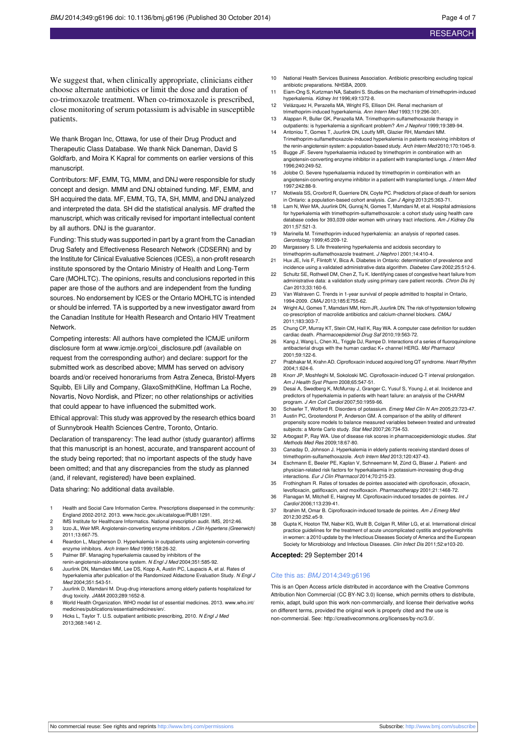We suggest that, when clinically appropriate, clinicians either choose alternate antibiotics or limit the dose and duration of co-trimoxazole treatment. When co-trimoxazole is prescribed, close monitoring of serum potassium is advisable in susceptible patients.

We thank Brogan Inc, Ottawa, for use of their Drug Product and Therapeutic Class Database. We thank Nick Daneman, David S Goldfarb, and Moira K Kapral for comments on earlier versions of this manuscript.

Contributors: MF, EMM, TG, MMM, and DNJ were responsible for study concept and design. MMM and DNJ obtained funding. MF, EMM, and SH acquired the data. MF, EMM, TG, TA, SH, MMM, and DNJ analyzed and interpreted the data. SH did the statistical analysis. MF drafted the manuscript, which was critically revised for important intellectual content by all authors. DNJ is the guarantor.

Funding: This study was supported in part by a grant from the Canadian Drug Safety and Effectiveness Research Network (CDSERN) and by the Institute for Clinical Evaluative Sciences (ICES), a non-profit research institute sponsored by the Ontario Ministry of Health and Long-Term Care (MOHLTC). The opinions, results and conclusions reported in this paper are those of the authors and are independent from the funding sources. No endorsement by ICES or the Ontario MOHLTC is intended or should be inferred. TA is supported by a new investigator award from the Canadian Institute for Health Research and Ontario HIV Treatment Network.

Competing interests: All authors have completed the ICMJE uniform disclosure form at www.icmje.org/coi_disclosure.pdf (available on request from the corresponding author) and declare: support for the submitted work as described above; MMM has served on advisory boards and/or received honorariums from Astra Zeneca, Bristol-Myers Squibb, Eli Lilly and Company, GlaxoSmithKline, Hoffman La Roche, Novartis, Novo Nordisk, and Pfizer; no other relationships or activities that could appear to have influenced the submitted work.

Ethical approval: This study was approved by the research ethics board of Sunnybrook Health Sciences Centre, Toronto, Ontario.

Declaration of transparency: The lead author (study guarantor) affirms that this manuscript is an honest, accurate, and transparent account of the study being reported; that no important aspects of the study have been omitted; and that any discrepancies from the study as planned (and, if relevant, registered) have been explained.

Data sharing: No additional data available.

1. Health and Social Care Information Centre. Prescriptions disepensed in the community: England 2002-2012. 2013. www.hscic.gov.uk/catalogue/PUB11291.
2. IMS Institute for Healthcare Informatics. National prescription audit. IMS, 2012:46.
3. Izzo JL, Weir MR. Angiotensin-converting enzyme inhibitors. *J Clin Hypertens (Greenwich)* 2011;13:667-75.
4. Reardon L, Macpherson D. Hyperkalemia in outpatients using angiotensin-converting enzyme inhibitors. *Arch Intern Med* 1999;158:26-32.
5. Palmer BF. Managing hyperkalemia caused by inhibitors of the renin-angiotensin-aldosterone system. *N Engl J Med* 2004;351:585-92.
6. Juurlink DN, Mamdani MM, Lee DS, Kopp A, Austin PC, Laupacis A, et al. Rates of hyperkalemia after publication of the Randomized Aldactone Evaluation Study. *N Engl J Med* 2004;351:543-51.
7. Juurlink D, Mamdani M. Drug-drug interactions among elderly patients hospitalized for drug toxicity. *JAMA* 2003;289:1652-8.
8. World Health Organization. WHO model list of essential medicines. 2013. www.who.int/medicines/publications/essentialmedicines/en/.
9. Hicks L, Taylor T. U.S. outpatient antibiotic prescribing, 2010. *N Engl J Med* 2013;368:1461-2.
10. National Health Services Business Association. Antibiotic prescribing excluding topical antibiotic preparations. NHSBA, 2009.
11. Eiam-Ong S, Kurtzman NA, Sabatini S. Studies on the mechanism of trimethoprim-induced hyperkalemia. *Kidney Int* 1996;49:1372-8.
12. Velázquez H, Perazella MA, Wright FS, Ellison DH. Renal mechanism of trimethoprim-induced hyperkalemia. *Ann Intern Med* 1993;119:296-301.
13. Alappan R, Buller GK, Perazella MA. Trimethoprim-sulfamethoxazole therapy in outpatients: is hyperkalemia a significant problem? *Am J Nephrol* 1999;19:389-94.
14. Antoniou T, Gomes T, Juurlink DN, Loutfy MR, Glazier RH, Mamdani MM. Trimethoprim-sulfamethoxazole-induced hyperkalemia in patients receiving inhibitors of the renin-angiotensin system: a population-based study. *Arch Intern Med* 2010;170:1045-9.
15. Bugge JF. Severe hyperkalaemia induced by trimethoprim in combination with an angiotensin-converting enzyme inhibitor in a patient with transplanted lungs. *J Intern Med* 1996;240:249-52.
16. Jolobe O. Severe hyperkalaemia induced by trimethoprim in combination with an angiotensin-converting enzyme inhibitor in a patient with transplanted lungs. *J Intern Med* 1997;242:88-9.
17. Motiwala SS, Croxford R, Guerriere DN, Coyte PC. Predictors of place of death for seniors in Ontario: a population-based cohort analysis. *Can J Aging* 2013;25:363-71.
18. Lam N, Weir MA, Juurlink DN, Gunraj N, Gomes T, Mamdani M, et al. Hospital admissions for hyperkalemia with trimethoprim-sulfamethoxazole: a cohort study using health care database codes for 393,039 older women with urinary tract infections. *Am J Kidney Dis* 2011;57:521-3.
19. Marinella M. Trimethoprim-induced hyperkalemia: an analysis of reported cases. *Gerontology* 1999;45:209-12.
20. Margassery S. Life threatening hyperkalemia and acidosis secondary to trimethoprim-sulfamethoxazole treatment. *J Nephrol* 2001;14:410-4.
21. Hux JE, Ivis F, Flintoft V, Bica A. Diabetes in Ontario: determination of prevalence and incidence using a validated administrative data algorithm. *Diabetes Care* 2002;25:512-6.
22. Schultz SE, Rothwell DM, Chen Z, Tu K. Identifying cases of congestive heart failure from administrative data: a validation study using primary care patient records. *Chron Dis Inj Can* 2013;33:160-6.
23. Van Walraven C. Trends in 1-year survival of people admitted to hospital in Ontario, 1994-2009. *CMAJ* 2013;185:E755-62.
24. Wright AJ, Gomes T, Mamdani MM, Horn JR, Juurlink DN. The risk of hypotension following co-prescription of macrolide antibiotics and calcium-channel blockers. *CMAJ* 2011;183:303-7.
25. Chung CP, Murray KT, Stein CM, Hall K, Ray WA. A computer case definition for sudden cardiac death. *Pharmacoepidemiol Drug Saf* 2010;19:563-72.
26. Kang J, Wang L, Chen XL, Triggle DJ, Rampe D. Interactions of a series of fluoroquinolone antibacterial drugs with the human cardiac K+ channel HERG. *Mol Pharmacol* 2001;59:122-6.
27. Prabhakar M, Krahn AD. Ciprofloxacin induced acquired long QT syndrome. *Heart Rhythm* 2004;1:624-6.
28. Knorr JP, Moshfeghi M, Sokoloski MC. Ciprofloxacin-induced Q-T interval prolongation. *Am J Health Syst Pharm* 2008;65:547-51.
29. Desai A, Swedberg K, McMurray J, Granger C, Yusuf S, Young J, et al. Incidence and predictors of hyperkalemia in patients with heart failure: an analysis of the CHARM program. *J Am Coll Cardiol* 2007;50:1959-66.
30. Schaefer T, Wolford R. Disorders of potassium. *Emerg Med Clin N Am* 2005;23:723-47.
31. Austin PC, Grootendorst P, Anderson GM. A comparison of the ability of different propensity score models to balance measured variables between treated and untreated subjects: a Monte Carlo study. *Stat Med* 2007;26:734-53.
32. Arbogast P, Ray WA. Use of disease risk scores in pharmacoepidemiologic studies. *Stat Methods Med Res* 2009;18:67-80.
33. Canaday D, Johnson J. Hyperkalemia in elderly patients receiving standard doses of trimethoprim-sulfamethoxazole. *Arch Intern Med* 2013;120:437-43.
34. Eschmann E, Beeler PE, Kaplan V, Schneemann M, Zünd G, Blaser J. Patient- and physician-related risk factors for hyperkalaemia in potassium-increasing drug-drug interactions. *Eur J Clin Pharmacol* 2014;70:215-23.
35. Frothingham R. Rates of torsades de pointes associated with ciprofloxacin, ofloxacin, levofloxacin, gatifloxacin, and moxifloxacin. *Pharmacotherapy* 2001;21:1468-72.
36. Flanagan M, Mitchell E, Haigney M. Ciprofloxacin-induced torsades de pointes. *Int J Cardiol* 2006;113:239-41.
37. Ibrahim M, Omar B. Ciprofloxacin-induced torsade de pointes. *Am J Emerg Med* 2012;30:252.e5-9.
38. Gupta K, Hooton TM, Naber KG, Wullt B, Colgan R, Miller LG, et al. International clinical practice guidelines for the treatment of acute uncomplicated cystitis and pyelonephritis in women: a 2010 update by the Infectious Diseases Society of America and the European Society for Microbiology and Infectious Diseases. *Clin Infect Dis* 2011;52:e103-20.

**Accepted:** 29 September 2014

Cite this as: *BMJ* 2014;349:g6196

This is an Open Access article distributed in accordance with the Creative Commons Attribution Non Commercial (CC BY-NC 3.0) license, which permits others to distribute, remix, adapt, build upon this work non-commercially, and license their derivative works on different terms, provided the original work is properly cited and the use is non-commercial. See: http://creativecommons.org/licenses/by-nc/3.0/.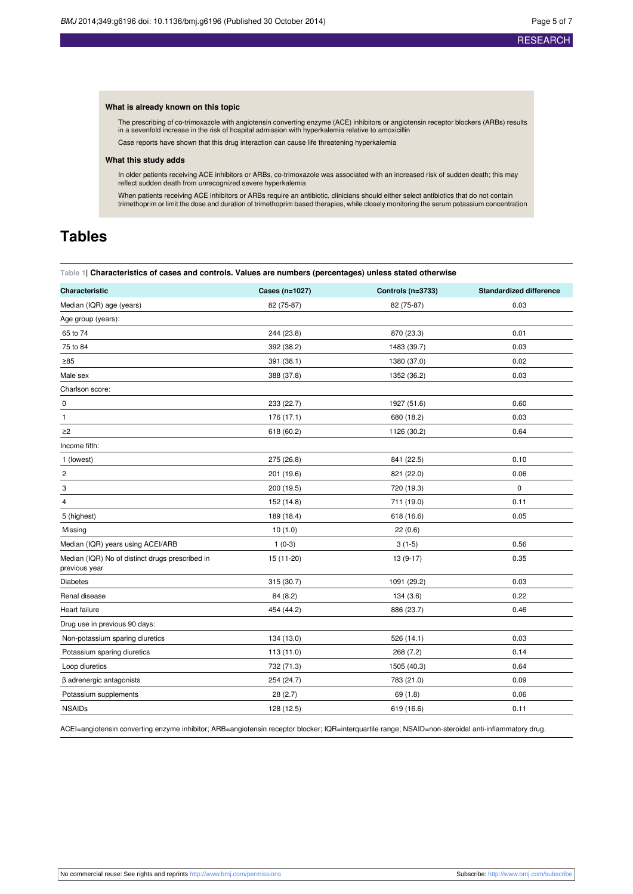### What is already known on this topic

The prescribing of co-trimoxazole with angiotensin converting enzyme (ACE) inhibitors or angiotensin receptor blockers (ARBs) results in a sevenfold increase in the risk of hospital admission with hyperkalemia relative to amoxicillin

Case reports have shown that this drug interaction can cause life threatening hyperkalemia

### What this study adds

In older patients receiving ACE inhibitors or ARBs, co-trimoxazole was associated with an increased risk of sudden death; this may reflect sudden death from unrecognized severe hyperkalemia

When patients receiving ACE inhibitors or ARBs require an antibiotic, clinicians should either select antibiotics that do not contain trimethoprim or limit the dose and duration of trimethoprim based therapies, while closely monitoring the serum potassium concentration

# Tables

**Table 1| Characteristics of cases and controls. Values are numbers (percentages) unless stated otherwise**

| Characteristic | Cases (n=1027) | Controls (n=3733) | Standardized difference |
|---|---|---|---|
| Median (IQR) age (years) | 82 (75-87) | 82 (75-87) | 0.03 |
| Age group (years): | | | |
| 65 to 74 | 244 (23.8) | 870 (23.3) | 0.01 |
| 75 to 84 | 392 (38.2) | 1483 (39.7) | 0.03 |
| ≥85 | 391 (38.1) | 1380 (37.0) | 0.02 |
| Male sex | 388 (37.8) | 1352 (36.2) | 0.03 |
| Charlson score: | | | |
| 0 | 233 (22.7) | 1927 (51.6) | 0.60 |
| 1 | 176 (17.1) | 680 (18.2) | 0.03 |
| ≥2 | 618 (60.2) | 1126 (30.2) | 0.64 |
| Income fifth: | | | |
| 1 (lowest) | 275 (26.8) | 841 (22.5) | 0.10 |
| 2 | 201 (19.6) | 821 (22.0) | 0.06 |
| 3 | 200 (19.5) | 720 (19.3) | 0 |
| 4 | 152 (14.8) | 711 (19.0) | 0.11 |
| 5 (highest) | 189 (18.4) | 618 (16.6) | 0.05 |
| Missing | 10 (1.0) | 22 (0.6) | |
| Median (IQR) years using ACEI/ARB | 1 (0-3) | 3 (1-5) | 0.56 |
| Median (IQR) No of distinct drugs prescribed in previous year | 15 (11-20) | 13 (9-17) | 0.35 |
| Diabetes | 315 (30.7) | 1091 (29.2) | 0.03 |
| Renal disease | 84 (8.2) | 134 (3.6) | 0.22 |
| Heart failure | 454 (44.2) | 886 (23.7) | 0.46 |
| Drug use in previous 90 days: | | | |
| Non-potassium sparing diuretics | 134 (13.0) | 526 (14.1) | 0.03 |
| Potassium sparing diuretics | 113 (11.0) | 268 (7.2) | 0.14 |
| Loop diuretics | 732 (71.3) | 1505 (40.3) | 0.64 |
| β adrenergic antagonists | 254 (24.7) | 783 (21.0) | 0.09 |
| Potassium supplements | 28 (2.7) | 69 (1.8) | 0.06 |
| NSAIDs | 128 (12.5) | 619 (16.6) | 0.11 |

ACEI=angiotensin converting enzyme inhibitor; ARB=angiotensin receptor blocker; IQR=interquartile range; NSAID=non-steroidal anti-inflammatory drug.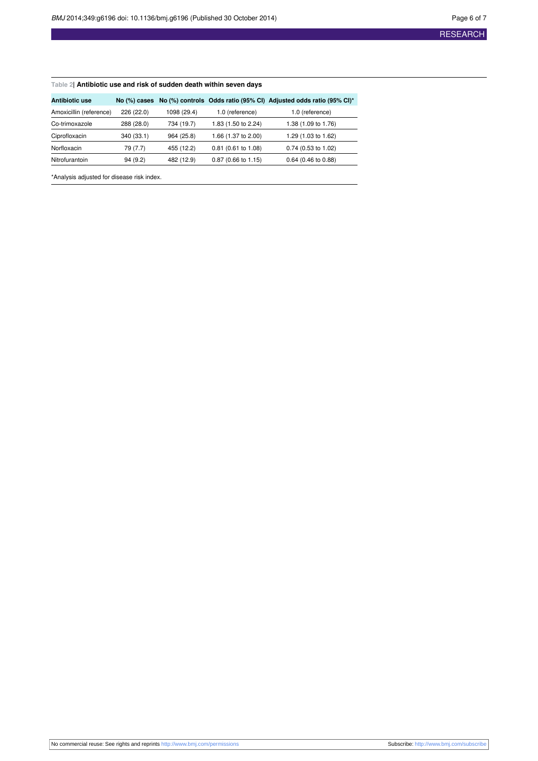Table 2| **Antibiotic use and risk of sudden death within seven days**

| Antibiotic use | No (%) cases | No (%) controls | Odds ratio (95% CI) | Adjusted odds ratio (95% CI)* |
|---|---|---|---|---|
| Amoxicillin (reference) | 226 (22.0) | 1098 (29.4) | 1.0 (reference) | 1.0 (reference) |
| Co-trimoxazole | 288 (28.0) | 734 (19.7) | 1.83 (1.50 to 2.24) | 1.38 (1.09 to 1.76) |
| Ciprofloxacin | 340 (33.1) | 964 (25.8) | 1.66 (1.37 to 2.00) | 1.29 (1.03 to 1.62) |
| Norfloxacin | 79 (7.7) | 455 (12.2) | 0.81 (0.61 to 1.08) | 0.74 (0.53 to 1.02) |
| Nitrofurantoin | 94 (9.2) | 482 (12.9) | 0.87 (0.66 to 1.15) | 0.64 (0.46 to 0.88) |

*Analysis adjusted for disease risk index.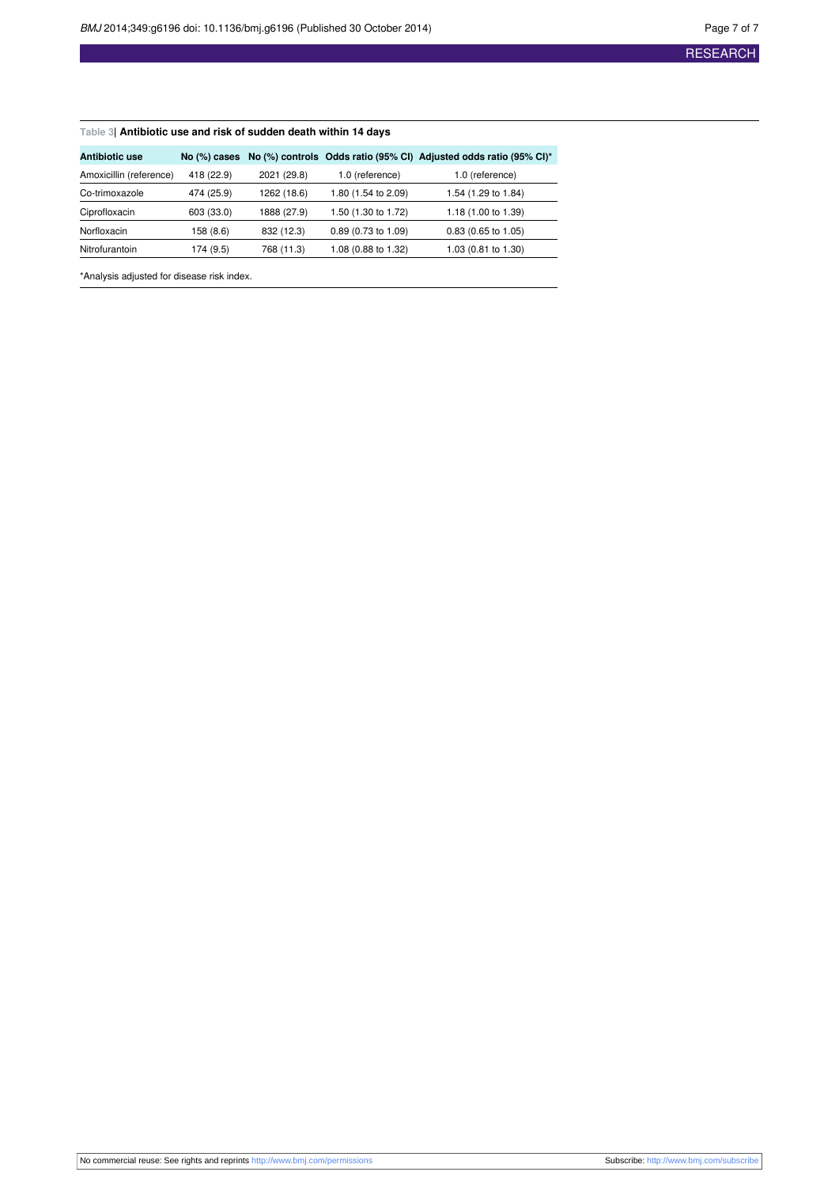**Table 3| Antibiotic use and risk of sudden death within 14 days**

| Antibiotic use | No (%) cases | No (%) controls | Odds ratio (95% CI) | Adjusted odds ratio (95% CI)* |
|---|---|---|---|---|
| Amoxicillin (reference) | 418 (22.9) | 2021 (29.8) | 1.0 (reference) | 1.0 (reference) |
| Co-trimoxazole | 474 (25.9) | 1262 (18.6) | 1.80 (1.54 to 2.09) | 1.54 (1.29 to 1.84) |
| Ciprofloxacin | 603 (33.0) | 1888 (27.9) | 1.50 (1.30 to 1.72) | 1.18 (1.00 to 1.39) |
| Norfloxacin | 158 (8.6) | 832 (12.3) | 0.89 (0.73 to 1.09) | 0.83 (0.65 to 1.05) |
| Nitrofurantoin | 174 (9.5) | 768 (11.3) | 1.08 (0.88 to 1.32) | 1.03 (0.81 to 1.30) |

*Analysis adjusted for disease risk index.